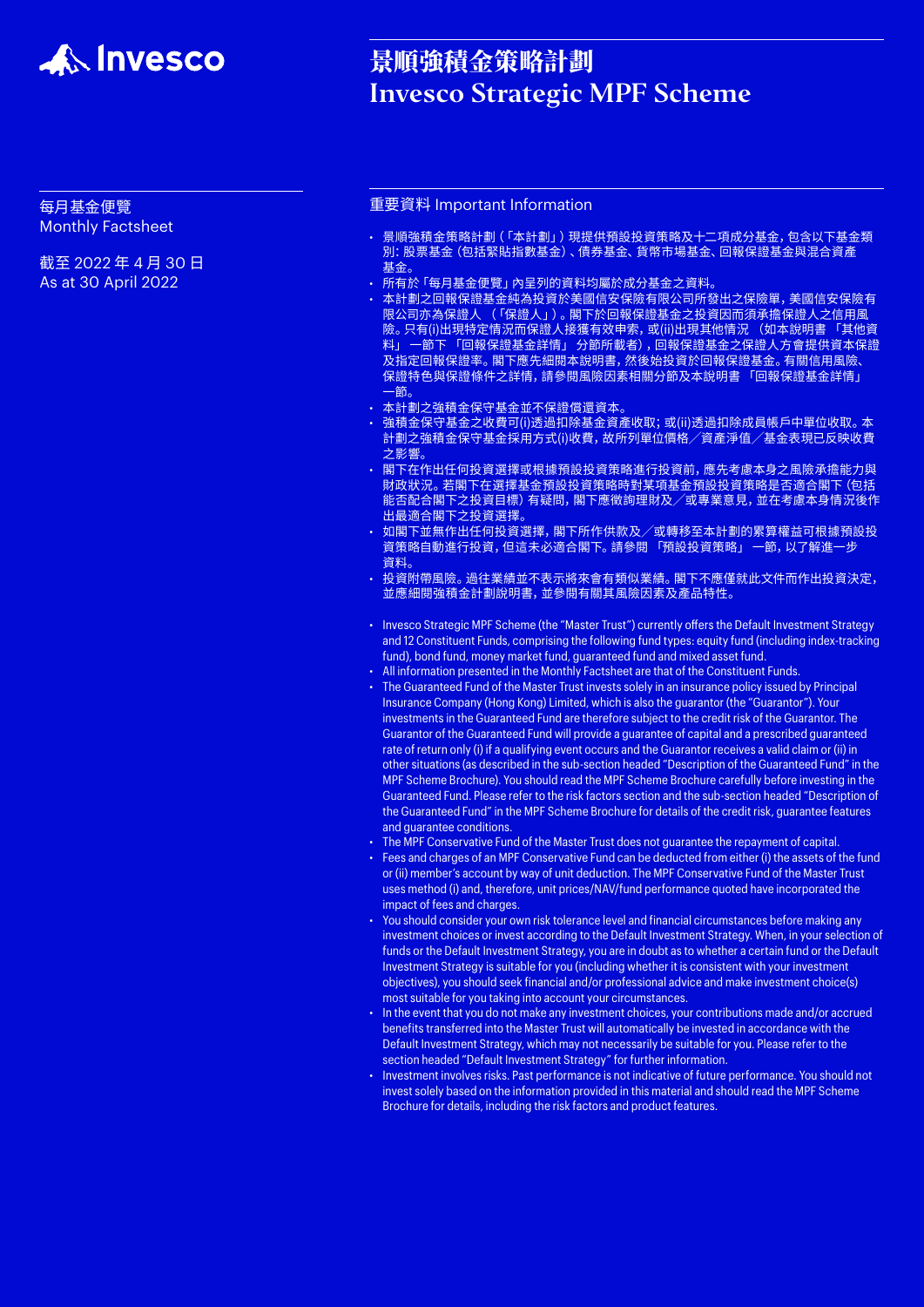Invesco

# 景順強積金策略計劃
# Invesco Strategic MPF Scheme

每月基金便覽
Monthly Factsheet

截至 2022 年 4 月 30 日
As at 30 April 2022

## 重要資料 Important Information

- 景順強積金策略計劃（「本計劃」）現提供預設投資策略及十二項成分基金，包含以下基金類別：股票基金（包括緊貼指數基金）、債券基金、貨幣市場基金、回報保證基金與混合資產基金。
- 所有於「每月基金便覽」內呈列的資料均屬於成分基金之資料。
- 本計劃之回報保證基金純為投資於美國信安保險有限公司所發出之保險單，美國信安保險有限公司亦為保證人（「保證人」）。閣下於回報保證基金之投資因而須承擔保證人之信用風險。只有(i)出現特定情況而保證人接獲有效申索，或(ii)出現其他情況（如本說明書「其他資料」一節下「回報保證基金詳情」分節所載者），回報保證基金之保證人方會提供資本保證及指定回報保證率。閣下應先細閱本說明書，然後始投資於回報保證基金。有關信用風險、保證特色與保證條件之詳情，請參閱風險因素相關分節及本說明書「回報保證基金詳情」一節。
- 本計劃之強積金保守基金並不保證償還資本。
- 強積金保守基金之收費可(i)透過扣除基金資產收取；或(ii)透過扣除成員帳戶中單位收取。本計劃之強積金保守基金採用方式(i)收費，故所列單位價格／資產淨值／基金表現已反映收費之影響。
- 閣下在作出任何投資選擇或根據預設投資策略進行投資前，應先考慮本身之風險承擔能力與財政狀況。若閣下在選擇基金預設投資策略時對某項基金預設投資策略是否適合閣下（包括能否配合閣下之投資目標）有疑問，閣下應徵詢理財及／或專業意見，並在考慮本身情況後作出最適合閣下之投資選擇。
- 如閣下並無作出任何投資選擇，閣下所作供款及／或轉移至本計劃的累算權益可根據預設投資策略自動進行投資，但這未必適合閣下。請參閱「預設投資策略」一節，以了解進一步資料。
- 投資附帶風險。過往業績並不表示將來會有類似業績。閣下不應僅就此文件而作出投資決定，並應細閱強積金計劃說明書，並參閱有關其風險因素及產品特性。

- Invesco Strategic MPF Scheme (the "Master Trust") currently offers the Default Investment Strategy and 12 Constituent Funds, comprising the following fund types: equity fund (including index-tracking fund), bond fund, money market fund, guaranteed fund and mixed asset fund.
- All information presented in the Monthly Factsheet are that of the Constituent Funds.
- The Guaranteed Fund of the Master Trust invests solely in an insurance policy issued by Principal Insurance Company (Hong Kong) Limited, which is also the guarantor (the "Guarantor"). Your investments in the Guaranteed Fund are therefore subject to the credit risk of the Guarantor. The Guarantor of the Guaranteed Fund will provide a guarantee of capital and a prescribed guaranteed rate of return only (i) if a qualifying event occurs and the Guarantor receives a valid claim or (ii) in other situations (as described in the sub-section headed "Description of the Guaranteed Fund" in the MPF Scheme Brochure). You should read the MPF Scheme Brochure carefully before investing in the Guaranteed Fund. Please refer to the risk factors section and the sub-section headed "Description of the Guaranteed Fund" in the MPF Scheme Brochure for details of the credit risk, guarantee features and guarantee conditions.
- The MPF Conservative Fund of the Master Trust does not guarantee the repayment of capital.
- Fees and charges of an MPF Conservative Fund can be deducted from either (i) the assets of the fund or (ii) member's account by way of unit deduction. The MPF Conservative Fund of the Master Trust uses method (i) and, therefore, unit prices/NAV/fund performance quoted have incorporated the impact of fees and charges.
- You should consider your own risk tolerance level and financial circumstances before making any investment choices or invest according to the Default Investment Strategy. When, in your selection of funds or the Default Investment Strategy, you are in doubt as to whether a certain fund or the Default Investment Strategy is suitable for you (including whether it is consistent with your investment objectives), you should seek financial and/or professional advice and make investment choice(s) most suitable for you taking into account your circumstances.
- In the event that you do not make any investment choices, your contributions made and/or accrued benefits transferred into the Master Trust will automatically be invested in accordance with the Default Investment Strategy, which may not necessarily be suitable for you. Please refer to the section headed "Default Investment Strategy" for further information.
- Investment involves risks. Past performance is not indicative of future performance. You should not invest solely based on the information provided in this material and should read the MPF Scheme Brochure for details, including the risk factors and product features.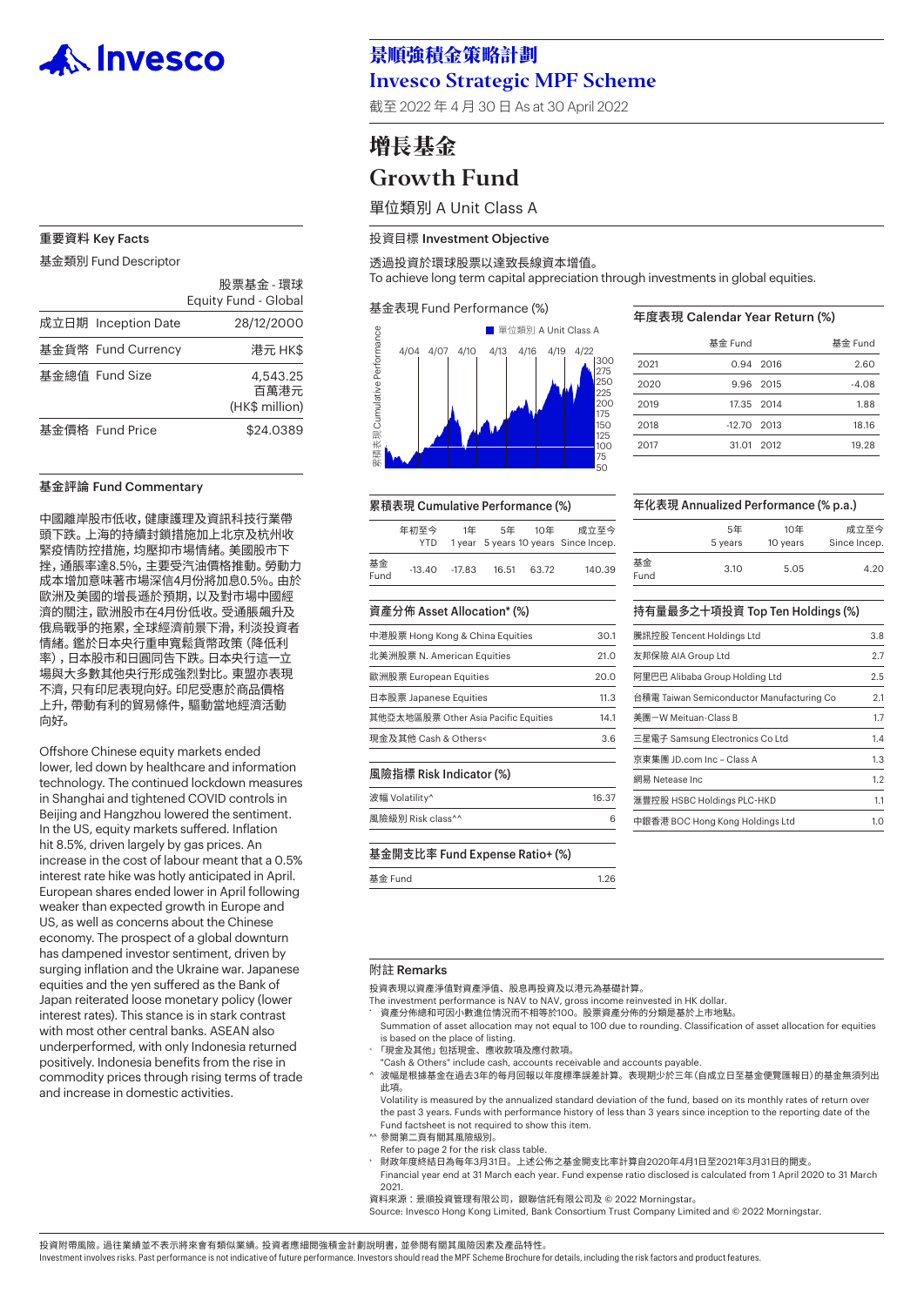# 景順強積金策略計劃
## Invesco Strategic MPF Scheme

截至 2022 年 4 月 30 日 As at 30 April 2022

# 增長基金
# Growth Fund

單位類別 A Unit Class A

## 重要資料 Key Facts

基金類別 Fund Descriptor

| | |
|---|---|
| | 股票基金 - 環球 Equity Fund - Global |
| 成立日期 Inception Date | 28/12/2000 |
| 基金貨幣 Fund Currency | 港元 HK$ |
| 基金總值 Fund Size | 4,543.25 百萬港元 (HK$ million) |
| 基金價格 Fund Price | $24.0389 |

## 基金評論 Fund Commentary

中國離岸股市低收，健康護理及資訊科技行業帶頭下跌。上海的持續封鎖措施加上北京及杭州收緊疫情防控措施，均壓抑市場情緒。美國股市下挫，通脹率達8.5%，主要受汽油價格推動。勞動力成本增加意味著市場深信4月份將加息0.5%。由於歐洲及美國的增長遜於預期，以及對市場中國經濟的關注，歐洲股市在4月份低收。受通脹飆升及俄烏戰爭的拖累，全球經濟前景下滑，利淡投資者情緒。鑑於日本央行重申寬鬆貨幣政策 (降低利率)，日本股市和日圓同告下跌。日本央行這一立場與大多數其他央行形成強烈對比。東盟亦表現不濟，只有印尼表現向好。印尼受惠於商品價格上升，帶動有利的貿易條件，驅動當地經濟活動向好。

Offshore Chinese equity markets ended lower, led down by healthcare and information technology. The continued lockdown measures in Shanghai and tightened COVID controls in Beijing and Hangzhou lowered the sentiment. In the US, equity markets suffered. Inflation hit 8.5%, driven largely by gas prices. An increase in the cost of labour meant that a 0.5% interest rate hike was hotly anticipated in April. European shares ended lower in April following weaker than expected growth in Europe and US, as well as concerns about the Chinese economy. The prospect of a global downturn has dampened investor sentiment, driven by surging inflation and the Ukraine war. Japanese equities and the yen suffered as the Bank of Japan reiterated loose monetary policy (lower interest rates). This stance is in stark contrast with most other central banks. ASEAN also underperformed, with only Indonesia returned positively. Indonesia benefits from the rise in commodity prices through rising terms of trade and increase in domestic activities.

## 投資目標 Investment Objective

透過投資於環球股票以達致長線資本增值。
To achieve long term capital appreciation through investments in global equities.

## 基金表現 Fund Performance (%)

■ 單位類別 A Unit Class A

累積表現 Cumulative Performance (4/04 – 4/22; 50–300)

## 年度表現 Calendar Year Return (%)

| | 基金 Fund | | 基金 Fund |
|---|---|---|---|
| 2021 | 0.94 | 2016 | 2.60 |
| 2020 | 9.96 | 2015 | -4.08 |
| 2019 | 17.35 | 2014 | 1.88 |
| 2018 | -12.70 | 2013 | 18.16 |
| 2017 | 31.01 | 2012 | 19.28 |

## 累積表現 Cumulative Performance (%)

| | 年初至今 YTD | 1年 1 year | 5年 5 years | 10年 10 years | 成立至今 Since Incep. |
|---|---|---|---|---|---|
| 基金 Fund | -13.40 | -17.83 | 16.51 | 63.72 | 140.39 |

## 年化表現 Annualized Performance (% p.a.)

| | 5年 5 years | 10年 10 years | 成立至今 Since Incep. |
|---|---|---|---|
| 基金 Fund | 3.10 | 5.05 | 4.20 |

## 資產分佈 Asset Allocation* (%)

| | |
|---|---|
| 中港股票 Hong Kong & China Equities | 30.1 |
| 北美洲股票 N. American Equities | 21.0 |
| 歐洲股票 European Equities | 20.0 |
| 日本股票 Japanese Equities | 11.3 |
| 其他亞太地區股票 Other Asia Pacific Equities | 14.1 |
| 現金及其他 Cash & Others< | 3.6 |

## 持有量最多之十項投資 Top Ten Holdings (%)

| | |
|---|---|
| 騰訊控股 Tencent Holdings Ltd | 3.8 |
| 友邦保險 AIA Group Ltd | 2.7 |
| 阿里巴巴 Alibaba Group Holding Ltd | 2.5 |
| 台積電 Taiwan Semiconductor Manufacturing Co | 2.1 |
| 美團－W Meituan-Class B | 1.7 |
| 三星電子 Samsung Electronics Co Ltd | 1.4 |
| 京東集團 JD.com Inc – Class A | 1.3 |
| 網易 Netease Inc | 1.2 |
| 滙豐控股 HSBC Holdings PLC-HKD | 1.1 |
| 中銀香港 BOC Hong Kong Holdings Ltd | 1.0 |

## 風險指標 Risk Indicator (%)

| | |
|---|---|
| 波幅 Volatility^ | 16.37 |
| 風險級別 Risk class^^ | 6 |

## 基金開支比率 Fund Expense Ratio+ (%)

| | |
|---|---|
| 基金 Fund | 1.26 |

## 附註 Remarks

投資表現以資產淨值對資產淨值、股息再投資及以港元為基礎計算。
The investment performance is NAV to NAV, gross income reinvested in HK dollar.

* 資產分佈總和可因小數進位情況而不相等於100。股票資產分佈的分類是基於上市地點。
  Summation of asset allocation may not equal to 100 due to rounding. Classification of asset allocation for equities is based on the place of listing.
< 「現金及其他」包括現金、應收款項及應付款項。
  "Cash & Others" include cash, accounts receivable and accounts payable.
^ 波幅是根據基金在過去3年的每月回報以年度標準誤差計算。表現期少於三年(自成立日至基金便覽匯報日)的基金無須列出此項。
  Volatility is measured by the annualized standard deviation of the fund, based on its monthly rates of return over the past 3 years. Funds with performance history of less than 3 years since inception to the reporting date of the Fund factsheet is not required to show this item.
^^ 參閱第二頁有關其風險級別。
  Refer to page 2 for the risk class table.
+ 財政年度終結日為每年3月31日。上述公佈之基金開支比率計算自2020年4月1日至2021年3月31日的開支。
  Financial year end at 31 March each year. Fund expense ratio disclosed is calculated from 1 April 2020 to 31 March 2021.

資料來源：景順投資管理有限公司，銀聯信託有限公司及 © 2022 Morningstar。
Source: Invesco Hong Kong Limited, Bank Consortium Trust Company Limited and © 2022 Morningstar.

投資附帶風險。過往業績並不表示將來會有類似業績。投資者應細閱強積金計劃說明書，並參閱有關其風險因素及產品特性。
Investment involves risks. Past performance is not indicative of future performance. Investors should read the MPF Scheme Brochure for details, including the risk factors and product features.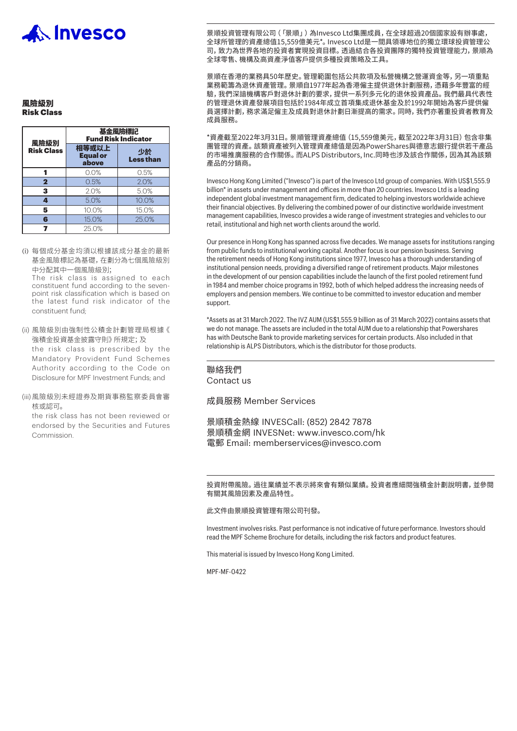## 風險級別
## Risk Class

| 風險級別 Risk Class | 基金風險標記 Fund Risk Indicator | |
|---|---|---|
| | 相等或以上 Equal or above | 少於 Less than |
| 1 | 0.0% | 0.5% |
| 2 | 0.5% | 2.0% |
| 3 | 2.0% | 5.0% |
| 4 | 5.0% | 10.0% |
| 5 | 10.0% | 15.0% |
| 6 | 15.0% | 25.0% |
| 7 | 25.0% | |

(i) 每個成分基金均須以根據該成分基金的最新基金風險標記為基礎，在劃分為七個風險級別中分配其中一個風險級別；
The risk class is assigned to each constituent fund according to the seven-point risk classification which is based on the latest fund risk indicator of the constituent fund;

(ii) 風險級別由強制性公積金計劃管理局根據《強積金投資基金披露守則》所規定；及
the risk class is prescribed by the Mandatory Provident Fund Schemes Authority according to the Code on Disclosure for MPF Investment Funds; and

(iii) 風險級別未經證券及期貨事務監察委員會審核或認可。
the risk class has not been reviewed or endorsed by the Securities and Futures Commission.

景順投資管理有限公司（「景順」）為Invesco Ltd集團成員，在全球超過20個國家設有辦事處，全球所管理的資產總值15,559億美元*。Invesco Ltd是一間具領導地位的獨立環球投資管理公司，致力為世界各地的投資者實現投資目標。透過結合各投資團隊的獨特投資管理能力，景順為全球零售、機構及高資產淨值客戶提供多種投資策略及工具。

景順在香港的業務具50年歷史。管理範圍包括公共款項及私營機構之營運資金等，另一項重點業務範籌為退休資產管理。景順自1977年起為香港僱主提供退休計劃服務，憑藉多年豐富的經驗，我們深諳機構客戶對退休計劃的要求，提供一系列多元化的退休投資產品。我們最具代表性的管理退休資產發展項目包括於1984年成立首項集成退休基金及於1992年開始為客戶提供僱員選擇計劃，務求滿足僱主及成員對退休計劃日漸提高的需求。同時，我們亦著重投資者教育及成員服務。

*資產截至2022年3月31日。景順管理資產總值（15,559億美元，截至2022年3月31日）包含非集團管理的資產。該類資產被列入管理資產總值是因為PowerShares與德意志銀行提供若干產品的市場推廣服務的合作關係。而ALPS Distributors, Inc.同時也涉及該合作關係，因為其為該類產品的分銷商。

Invesco Hong Kong Limited ("Invesco") is part of the Invesco Ltd group of companies. With US$1,555.9 billion* in assets under management and offices in more than 20 countries. Invesco Ltd is a leading independent global investment management firm, dedicated to helping investors worldwide achieve their financial objectives. By delivering the combined power of our distinctive worldwide investment management capabilities, Invesco provides a wide range of investment strategies and vehicles to our retail, institutional and high net worth clients around the world.

Our presence in Hong Kong has spanned across five decades. We manage assets for institutions ranging from public funds to institutional working capital. Another focus is our pension business. Serving the retirement needs of Hong Kong institutions since 1977, Invesco has a thorough understanding of institutional pension needs, providing a diversified range of retirement products. Major milestones in the development of our pension capabilities include the launch of the first pooled retirement fund in 1984 and member choice programs in 1992, both of which helped address the increasing needs of employers and pension members. We continue to be committed to investor education and member support.

*Assets as at 31 March 2022. The IVZ AUM (US$1,555.9 billion as of 31 March 2022) contains assets that we do not manage. The assets are included in the total AUM due to a relationship that Powershares has with Deutsche Bank to provide marketing services for certain products. Also included in that relationship is ALPS Distributors, which is the distributor for those products.

## 聯絡我們
## Contact us

### 成員服務 Member Services

景順積金熱線 INVESCall: (852) 2842 7878
景順積金網 INVESNet: www.invesco.com/hk
電郵 Email: memberservices@invesco.com

投資附帶風險。過往業績並不表示將來會有類似業績。投資者應細閱強積金計劃說明書，並參閱有關其風險因素及產品特性。

此文件由景順投資管理有限公司刊發。

Investment involves risks. Past performance is not indicative of future performance. Investors should read the MPF Scheme Brochure for details, including the risk factors and product features.

This material is issued by Invesco Hong Kong Limited.

MPF-MF-0422